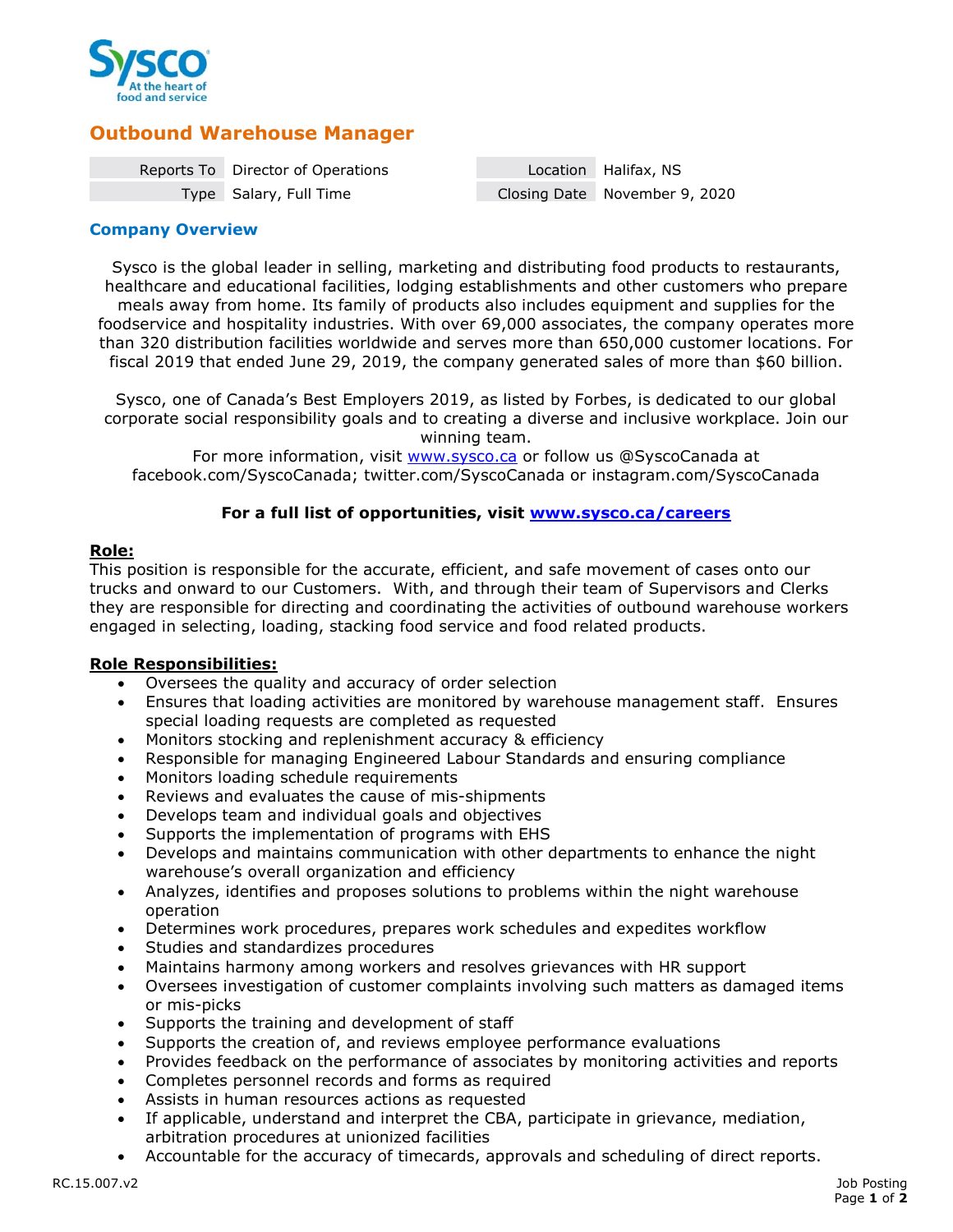# Outbound Warehouse Manager

| Reports To | Director of Operations | Location | Halifax, NS |
|---|---|---|---|
| Type | Salary, Full Time | Closing Date | November 9, 2020 |

## Company Overview

Sysco is the global leader in selling, marketing and distributing food products to restaurants, healthcare and educational facilities, lodging establishments and other customers who prepare meals away from home. Its family of products also includes equipment and supplies for the foodservice and hospitality industries. With over 69,000 associates, the company operates more than 320 distribution facilities worldwide and serves more than 650,000 customer locations. For fiscal 2019 that ended June 29, 2019, the company generated sales of more than $60 billion.

Sysco, one of Canada's Best Employers 2019, as listed by Forbes, is dedicated to our global corporate social responsibility goals and to creating a diverse and inclusive workplace. Join our winning team.
For more information, visit www.sysco.ca or follow us @SyscoCanada at facebook.com/SyscoCanada; twitter.com/SyscoCanada or instagram.com/SyscoCanada

**For a full list of opportunities, visit www.sysco.ca/careers**

**Role:**
This position is responsible for the accurate, efficient, and safe movement of cases onto our trucks and onward to our Customers. With, and through their team of Supervisors and Clerks they are responsible for directing and coordinating the activities of outbound warehouse workers engaged in selecting, loading, stacking food service and food related products.

**Role Responsibilities:**

- Oversees the quality and accuracy of order selection
- Ensures that loading activities are monitored by warehouse management staff. Ensures special loading requests are completed as requested
- Monitors stocking and replenishment accuracy & efficiency
- Responsible for managing Engineered Labour Standards and ensuring compliance
- Monitors loading schedule requirements
- Reviews and evaluates the cause of mis-shipments
- Develops team and individual goals and objectives
- Supports the implementation of programs with EHS
- Develops and maintains communication with other departments to enhance the night warehouse's overall organization and efficiency
- Analyzes, identifies and proposes solutions to problems within the night warehouse operation
- Determines work procedures, prepares work schedules and expedites workflow
- Studies and standardizes procedures
- Maintains harmony among workers and resolves grievances with HR support
- Oversees investigation of customer complaints involving such matters as damaged items or mis-picks
- Supports the training and development of staff
- Supports the creation of, and reviews employee performance evaluations
- Provides feedback on the performance of associates by monitoring activities and reports
- Completes personnel records and forms as required
- Assists in human resources actions as requested
- If applicable, understand and interpret the CBA, participate in grievance, mediation, arbitration procedures at unionized facilities
- Accountable for the accuracy of timecards, approvals and scheduling of direct reports.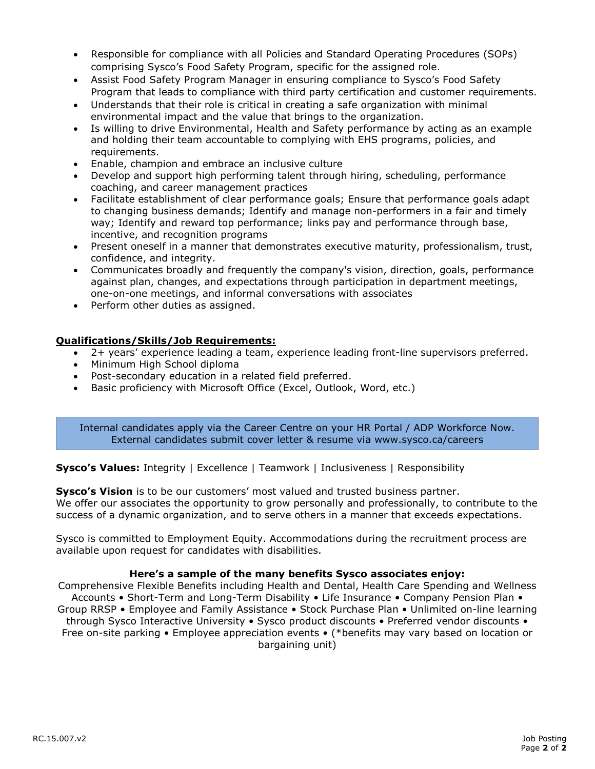- Responsible for compliance with all Policies and Standard Operating Procedures (SOPs) comprising Sysco's Food Safety Program, specific for the assigned role.
- Assist Food Safety Program Manager in ensuring compliance to Sysco's Food Safety Program that leads to compliance with third party certification and customer requirements.
- Understands that their role is critical in creating a safe organization with minimal environmental impact and the value that brings to the organization.
- Is willing to drive Environmental, Health and Safety performance by acting as an example and holding their team accountable to complying with EHS programs, policies, and requirements.
- Enable, champion and embrace an inclusive culture
- Develop and support high performing talent through hiring, scheduling, performance coaching, and career management practices
- Facilitate establishment of clear performance goals; Ensure that performance goals adapt to changing business demands; Identify and manage non-performers in a fair and timely way; Identify and reward top performance; links pay and performance through base, incentive, and recognition programs
- Present oneself in a manner that demonstrates executive maturity, professionalism, trust, confidence, and integrity.
- Communicates broadly and frequently the company's vision, direction, goals, performance against plan, changes, and expectations through participation in department meetings, one-on-one meetings, and informal conversations with associates
- Perform other duties as assigned.

**Qualifications/Skills/Job Requirements:**

- 2+ years' experience leading a team, experience leading front-line supervisors preferred.
- Minimum High School diploma
- Post-secondary education in a related field preferred.
- Basic proficiency with Microsoft Office (Excel, Outlook, Word, etc.)

Internal candidates apply via the Career Centre on your HR Portal / ADP Workforce Now.
External candidates submit cover letter & resume via www.sysco.ca/careers

**Sysco's Values:** Integrity | Excellence | Teamwork | Inclusiveness | Responsibility

**Sysco's Vision** is to be our customers' most valued and trusted business partner.
We offer our associates the opportunity to grow personally and professionally, to contribute to the success of a dynamic organization, and to serve others in a manner that exceeds expectations.

Sysco is committed to Employment Equity. Accommodations during the recruitment process are available upon request for candidates with disabilities.

**Here's a sample of the many benefits Sysco associates enjoy:**

Comprehensive Flexible Benefits including Health and Dental, Health Care Spending and Wellness Accounts • Short-Term and Long-Term Disability • Life Insurance • Company Pension Plan • Group RRSP • Employee and Family Assistance • Stock Purchase Plan • Unlimited on-line learning through Sysco Interactive University • Sysco product discounts • Preferred vendor discounts • Free on-site parking • Employee appreciation events • (*benefits may vary based on location or bargaining unit)

RC.15.007.v2